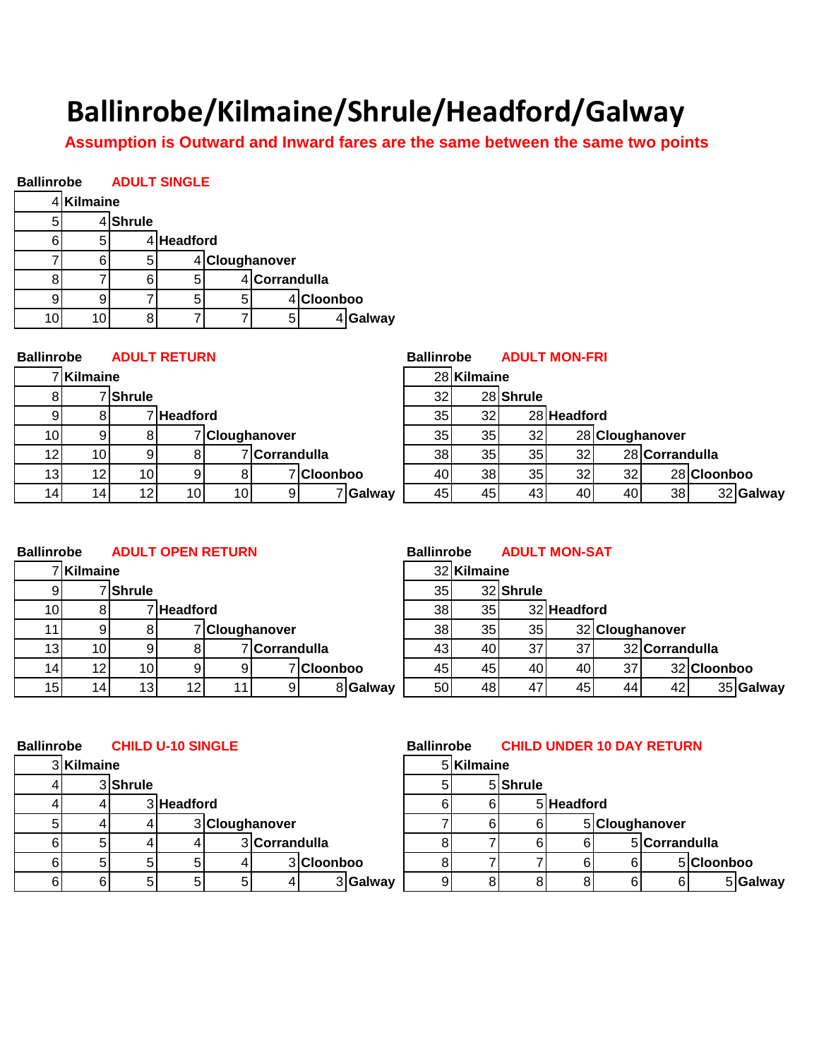# Ballinrobe/Kilmaine/Shrule/Headford/Galway

**Assumption is Outward and Inward fares are the same between the same two points**

**Ballinrobe** **ADULT SINGLE**

| Ballinrobe | Kilmaine | Shrule | Headford | Cloughanover | Corrandulla | Cloonboo | Galway |
|---|---|---|---|---|---|---|---|
| 4 | Kilmaine | | | | | | |
| 5 | 4 | Shrule | | | | | |
| 6 | 5 | 4 | Headford | | | | |
| 7 | 6 | 5 | 4 | Cloughanover | | | |
| 8 | 7 | 6 | 5 | 4 | Corrandulla | | |
| 9 | 9 | 7 | 5 | 5 | 4 | Cloonboo | |
| 10 | 10 | 8 | 7 | 7 | 5 | 4 | Galway |

**Ballinrobe** **ADULT RETURN**

| Ballinrobe | Kilmaine | Shrule | Headford | Cloughanover | Corrandulla | Cloonboo | Galway |
|---|---|---|---|---|---|---|---|
| 7 | Kilmaine | | | | | | |
| 8 | 7 | Shrule | | | | | |
| 9 | 8 | 7 | Headford | | | | |
| 10 | 9 | 8 | 7 | Cloughanover | | | |
| 12 | 10 | 9 | 8 | 7 | Corrandulla | | |
| 13 | 12 | 10 | 9 | 8 | 7 | Cloonboo | |
| 14 | 14 | 12 | 10 | 10 | 9 | 7 | Galway |

**Ballinrobe** **ADULT MON-FRI**

| Ballinrobe | Kilmaine | Shrule | Headford | Cloughanover | Corrandulla | Cloonboo | Galway |
|---|---|---|---|---|---|---|---|
| 28 | Kilmaine | | | | | | |
| 32 | 28 | Shrule | | | | | |
| 35 | 32 | 28 | Headford | | | | |
| 35 | 35 | 32 | 28 | Cloughanover | | | |
| 38 | 35 | 35 | 32 | 28 | Corrandulla | | |
| 40 | 38 | 35 | 32 | 32 | 28 | Cloonboo | |
| 45 | 45 | 43 | 40 | 40 | 38 | 32 | Galway |

**Ballinrobe** **ADULT OPEN RETURN**

| Ballinrobe | Kilmaine | Shrule | Headford | Cloughanover | Corrandulla | Cloonboo | Galway |
|---|---|---|---|---|---|---|---|
| 7 | Kilmaine | | | | | | |
| 9 | 7 | Shrule | | | | | |
| 10 | 8 | 7 | Headford | | | | |
| 11 | 9 | 8 | 7 | Cloughanover | | | |
| 13 | 10 | 9 | 8 | 7 | Corrandulla | | |
| 14 | 12 | 10 | 9 | 9 | 7 | Cloonboo | |
| 15 | 14 | 13 | 12 | 11 | 9 | 8 | Galway |

**Ballinrobe** **ADULT MON-SAT**

| Ballinrobe | Kilmaine | Shrule | Headford | Cloughanover | Corrandulla | Cloonboo | Galway |
|---|---|---|---|---|---|---|---|
| 32 | Kilmaine | | | | | | |
| 35 | 32 | Shrule | | | | | |
| 38 | 35 | 32 | Headford | | | | |
| 38 | 35 | 35 | 32 | Cloughanover | | | |
| 43 | 40 | 37 | 37 | 32 | Corrandulla | | |
| 45 | 45 | 40 | 40 | 37 | 32 | Cloonboo | |
| 50 | 48 | 47 | 45 | 44 | 42 | 35 | Galway |

**Ballinrobe** **CHILD U-10 SINGLE**

| Ballinrobe | Kilmaine | Shrule | Headford | Cloughanover | Corrandulla | Cloonboo | Galway |
|---|---|---|---|---|---|---|---|
| 3 | Kilmaine | | | | | | |
| 4 | 3 | Shrule | | | | | |
| 4 | 4 | 3 | Headford | | | | |
| 5 | 4 | 4 | 3 | Cloughanover | | | |
| 6 | 5 | 4 | 4 | 3 | Corrandulla | | |
| 6 | 5 | 5 | 5 | 4 | 3 | Cloonboo | |
| 6 | 6 | 5 | 5 | 5 | 4 | 3 | Galway |

**Ballinrobe** **CHILD UNDER 10 DAY RETURN**

| Ballinrobe | Kilmaine | Shrule | Headford | Cloughanover | Corrandulla | Cloonboo | Galway |
|---|---|---|---|---|---|---|---|
| 5 | Kilmaine | | | | | | |
| 5 | 5 | Shrule | | | | | |
| 6 | 6 | 5 | Headford | | | | |
| 7 | 6 | 6 | 5 | Cloughanover | | | |
| 8 | 7 | 6 | 6 | 5 | Corrandulla | | |
| 8 | 7 | 7 | 6 | 6 | 5 | Cloonboo | |
| 9 | 8 | 8 | 8 | 6 | 6 | 5 | Galway |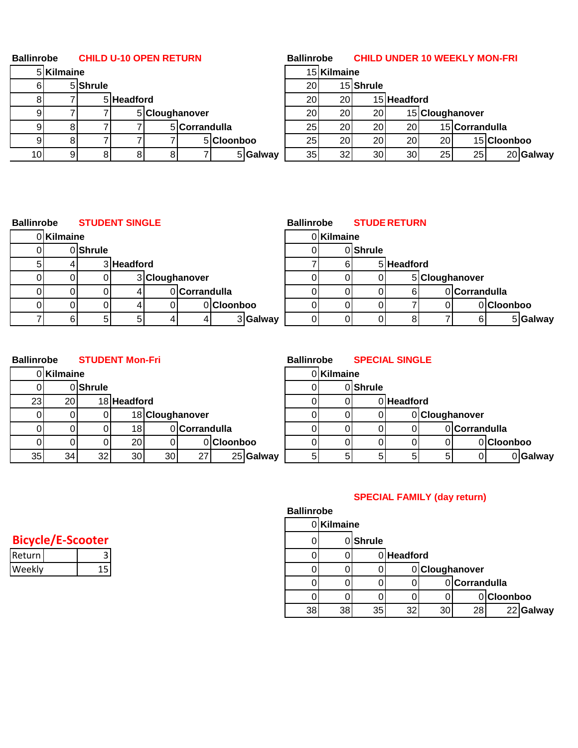**Ballinrobe** **CHILD U-10 OPEN RETURN**

| | | | | | | | |
|---|---|---|---|---|---|---|---|
| 5 | **Kilmaine** | | | | | | |
| 6 | 5 | **Shrule** | | | | | |
| 8 | 7 | 5 | **Headford** | | | | |
| 9 | 7 | 7 | 5 | **Cloughanover** | | | |
| 9 | 8 | 7 | 7 | 5 | **Corrandulla** | | |
| 9 | 8 | 7 | 7 | 7 | 5 | **Cloonboo** | |
| 10 | 9 | 8 | 8 | 8 | 7 | 5 | **Galway** |

**Ballinrobe** **CHILD UNDER 10 WEEKLY MON-FRI**

| | | | | | | | |
|---|---|---|---|---|---|---|---|
| 15 | **Kilmaine** | | | | | | |
| 20 | 15 | **Shrule** | | | | | |
| 20 | 20 | 15 | **Headford** | | | | |
| 20 | 20 | 20 | 15 | **Cloughanover** | | | |
| 25 | 20 | 20 | 20 | 15 | **Corrandulla** | | |
| 25 | 20 | 20 | 20 | 20 | 15 | **Cloonboo** | |
| 35 | 32 | 30 | 30 | 25 | 25 | 20 | **Galway** |

**Ballinrobe** **STUDENT SINGLE**

| | | | | | | | |
|---|---|---|---|---|---|---|---|
| 0 | **Kilmaine** | | | | | | |
| 0 | 0 | **Shrule** | | | | | |
| 5 | 4 | 3 | **Headford** | | | | |
| 0 | 0 | 0 | 3 | **Cloughanover** | | | |
| 0 | 0 | 0 | 4 | 0 | **Corrandulla** | | |
| 0 | 0 | 0 | 4 | 0 | 0 | **Cloonboo** | |
| 7 | 6 | 5 | 5 | 4 | 4 | 3 | **Galway** |

**Ballinrobe** **STUDE RETURN**

| | | | | | | | |
|---|---|---|---|---|---|---|---|
| 0 | **Kilmaine** | | | | | | |
| 0 | 0 | **Shrule** | | | | | |
| 7 | 6 | 5 | **Headford** | | | | |
| 0 | 0 | 0 | 5 | **Cloughanover** | | | |
| 0 | 0 | 0 | 6 | 0 | **Corrandulla** | | |
| 0 | 0 | 0 | 7 | 0 | 0 | **Cloonboo** | |
| 0 | 0 | 0 | 8 | 7 | 6 | 5 | **Galway** |

**Ballinrobe** **STUDENT Mon-Fri**

| | | | | | | | |
|---|---|---|---|---|---|---|---|
| 0 | **Kilmaine** | | | | | | |
| 0 | 0 | **Shrule** | | | | | |
| 23 | 20 | 18 | **Headford** | | | | |
| 0 | 0 | 0 | 18 | **Cloughanover** | | | |
| 0 | 0 | 0 | 18 | 0 | **Corrandulla** | | |
| 0 | 0 | 0 | 20 | 0 | 0 | **Cloonboo** | |
| 35 | 34 | 32 | 30 | 30 | 27 | 25 | **Galway** |

**Ballinrobe** **SPECIAL SINGLE**

| | | | | | | | |
|---|---|---|---|---|---|---|---|
| 0 | **Kilmaine** | | | | | | |
| 0 | 0 | **Shrule** | | | | | |
| 0 | 0 | 0 | **Headford** | | | | |
| 0 | 0 | 0 | 0 | **Cloughanover** | | | |
| 0 | 0 | 0 | 0 | 0 | **Corrandulla** | | |
| 0 | 0 | 0 | 0 | 0 | 0 | **Cloonboo** | |
| 5 | 5 | 5 | 5 | 5 | 0 | 0 | **Galway** |

**SPECIAL FAMILY (day return)**

**Ballinrobe**

| | | | | | | | |
|---|---|---|---|---|---|---|---|
| 0 | **Kilmaine** | | | | | | |
| 0 | 0 | **Shrule** | | | | | |
| 0 | 0 | 0 | **Headford** | | | | |
| 0 | 0 | 0 | 0 | **Cloughanover** | | | |
| 0 | 0 | 0 | 0 | 0 | **Corrandulla** | | |
| 0 | 0 | 0 | 0 | 0 | 0 | **Cloonboo** | |
| 38 | 38 | 35 | 32 | 30 | 28 | 22 | **Galway** |

**Bicycle/E-Scooter**

| | |
|---|---|
| Return | 3 |
| Weekly | 15 |